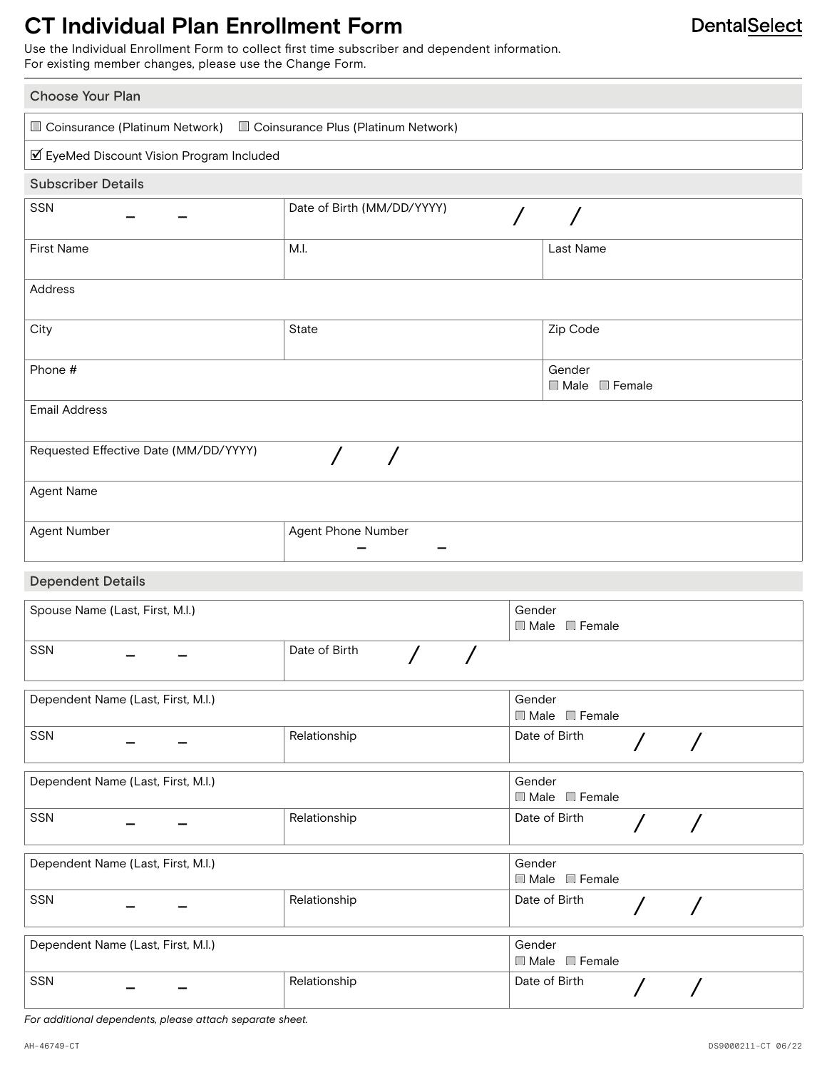# CT Individual Plan Enrollment Form

DentalSelect

Use the Individual Enrollment Form to collect first time subscriber and dependent information.
For existing member changes, please use the Change Form.

## Choose Your Plan

☐ Coinsurance (Platinum Network) ☐ Coinsurance Plus (Platinum Network)

☑ EyeMed Discount Vision Program Included

## Subscriber Details

| | | |
|---|---|---|
| SSN – – | Date of Birth (MM/DD/YYYY) / / | |
| First Name | M.I. | Last Name |
| Address | | |
| City | State | Zip Code |
| Phone # | | Gender ☐ Male ☐ Female |
| Email Address | | |
| Requested Effective Date (MM/DD/YYYY) / / | | |
| Agent Name | | |
| Agent Number | Agent Phone Number – – | |

## Dependent Details

| | |
|---|---|
| Spouse Name (Last, First, M.I.) | Gender ☐ Male ☐ Female |
| SSN – – | Date of Birth / / |

| | | |
|---|---|---|
| Dependent Name (Last, First, M.I.) | | Gender ☐ Male ☐ Female |
| SSN – – | Relationship | Date of Birth / / |

| | | |
|---|---|---|
| Dependent Name (Last, First, M.I.) | | Gender ☐ Male ☐ Female |
| SSN – – | Relationship | Date of Birth / / |

| | | |
|---|---|---|
| Dependent Name (Last, First, M.I.) | | Gender ☐ Male ☐ Female |
| SSN – – | Relationship | Date of Birth / / |

| | | |
|---|---|---|
| Dependent Name (Last, First, M.I.) | | Gender ☐ Male ☐ Female |
| SSN – – | Relationship | Date of Birth / / |

*For additional dependents, please attach separate sheet.*

AH-46749-CT DS9000211-CT 06/22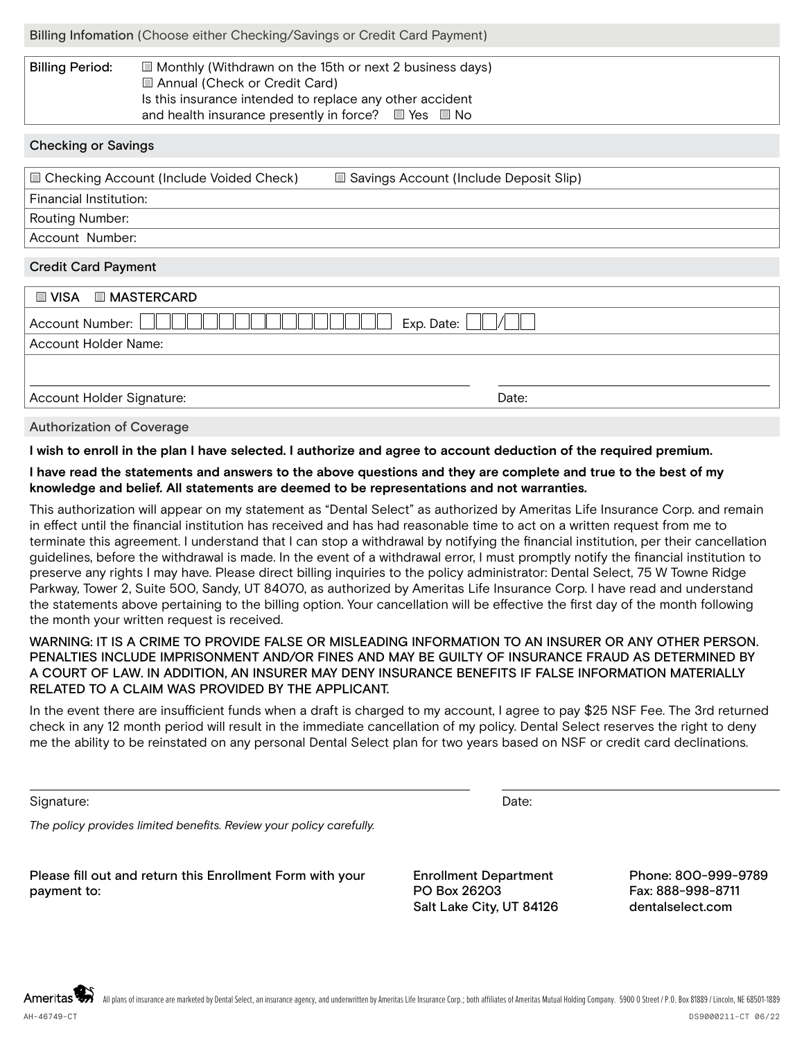## Billing Infomation (Choose either Checking/Savings or Credit Card Payment)

**Billing Period:**
- ☐ Monthly (Withdrawn on the 15th or next 2 business days)
- ☐ Annual (Check or Credit Card)

Is this insurance intended to replace any other accident and health insurance presently in force? ☐ Yes ☐ No

## Checking or Savings

☐ Checking Account (Include Voided Check) ☐ Savings Account (Include Deposit Slip)

Financial Institution:

Routing Number:

Account Number:

## Credit Card Payment

☐ VISA ☐ MASTERCARD

Account Number: ☐☐☐☐☐☐☐☐☐☐☐☐☐☐☐☐ Exp. Date: ☐☐/☐☐

Account Holder Name:

Account Holder Signature: ______________________ Date: ______________________

## Authorization of Coverage

**I wish to enroll in the plan I have selected. I authorize and agree to account deduction of the required premium.**

**I have read the statements and answers to the above questions and they are complete and true to the best of my knowledge and belief. All statements are deemed to be representations and not warranties.**

This authorization will appear on my statement as "Dental Select" as authorized by Ameritas Life Insurance Corp. and remain in effect until the financial institution has received and has had reasonable time to act on a written request from me to terminate this agreement. I understand that I can stop a withdrawal by notifying the financial institution, per their cancellation guidelines, before the withdrawal is made. In the event of a withdrawal error, I must promptly notify the financial institution to preserve any rights I may have. Please direct billing inquiries to the policy administrator: Dental Select, 75 W Towne Ridge Parkway, Tower 2, Suite 500, Sandy, UT 84070, as authorized by Ameritas Life Insurance Corp. I have read and understand the statements above pertaining to the billing option. Your cancellation will be effective the first day of the month following the month your written request is received.

WARNING: IT IS A CRIME TO PROVIDE FALSE OR MISLEADING INFORMATION TO AN INSURER OR ANY OTHER PERSON. PENALTIES INCLUDE IMPRISONMENT AND/OR FINES AND MAY BE GUILTY OF INSURANCE FRAUD AS DETERMINED BY A COURT OF LAW. IN ADDITION, AN INSURER MAY DENY INSURANCE BENEFITS IF FALSE INFORMATION MATERIALLY RELATED TO A CLAIM WAS PROVIDED BY THE APPLICANT.

In the event there are insufficient funds when a draft is charged to my account, I agree to pay $25 NSF Fee. The 3rd returned check in any 12 month period will result in the immediate cancellation of my policy. Dental Select reserves the right to deny me the ability to be reinstated on any personal Dental Select plan for two years based on NSF or credit card declinations.

Signature: ______________________ Date: ______________________

*The policy provides limited benefits. Review your policy carefully.*

Please fill out and return this Enrollment Form with your payment to:

Enrollment Department
PO Box 26203
Salt Lake City, UT 84126

Phone: 800-999-9789
Fax: 888-998-8711
dentalselect.com

Ameritas — All plans of insurance are marketed by Dental Select, an insurance agency, and underwritten by Ameritas Life Insurance Corp.; both affiliates of Ameritas Mutual Holding Company. 5900 O Street / P.O. Box 81889 / Lincoln, NE 68501-1889

AH-46749-CT DS9000211-CT 06/22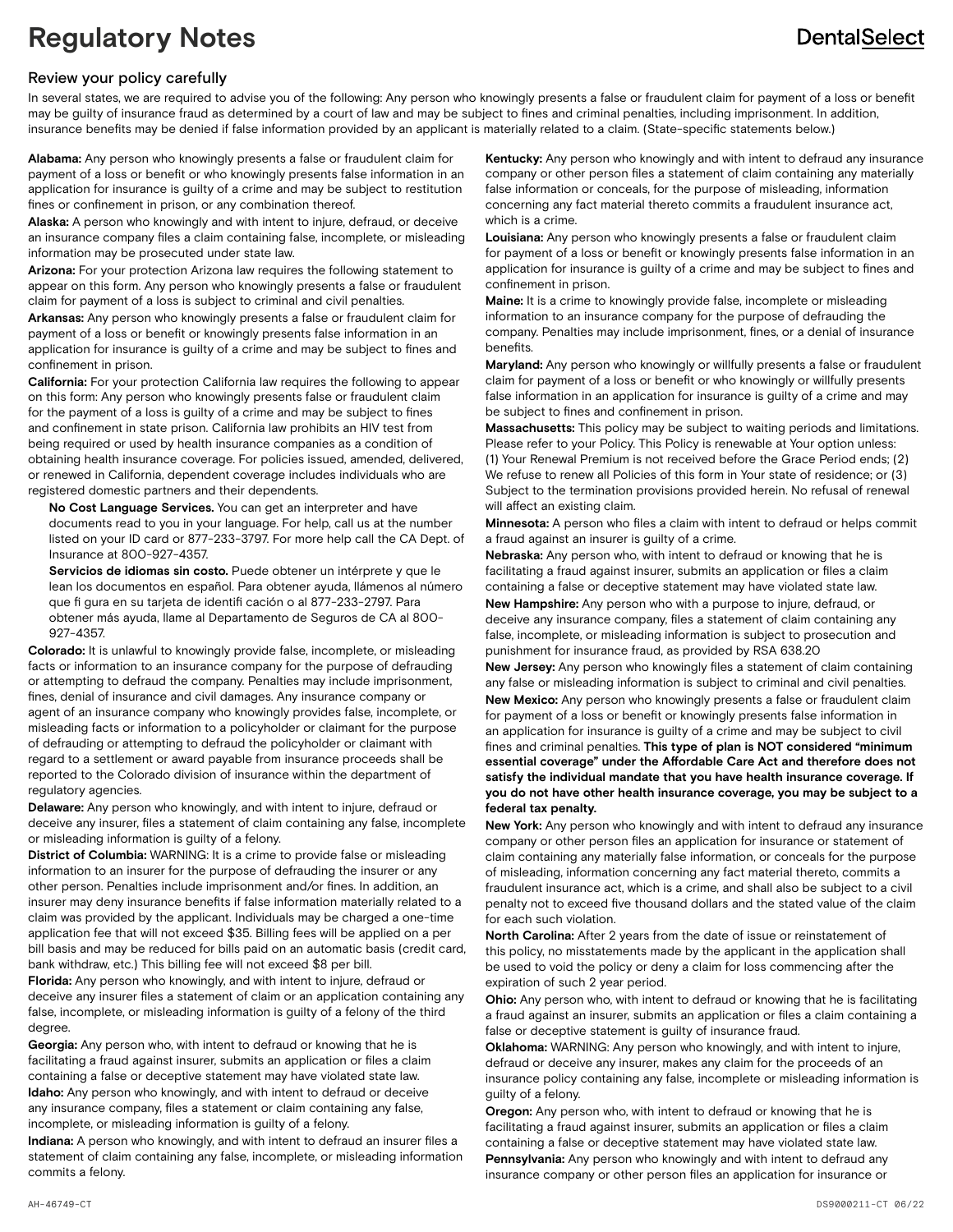# Regulatory Notes

DentalSelect

## Review your policy carefully

In several states, we are required to advise you of the following: Any person who knowingly presents a false or fraudulent claim for payment of a loss or benefit may be guilty of insurance fraud as determined by a court of law and may be subject to fines and criminal penalties, including imprisonment. In addition, insurance benefits may be denied if false information provided by an applicant is materially related to a claim. (State-specific statements below.)

**Alabama:** Any person who knowingly presents a false or fraudulent claim for payment of a loss or benefit or who knowingly presents false information in an application for insurance is guilty of a crime and may be subject to restitution fines or confinement in prison, or any combination thereof.

**Alaska:** A person who knowingly and with intent to injure, defraud, or deceive an insurance company files a claim containing false, incomplete, or misleading information may be prosecuted under state law.

**Arizona:** For your protection Arizona law requires the following statement to appear on this form. Any person who knowingly presents a false or fraudulent claim for payment of a loss is subject to criminal and civil penalties.

**Arkansas:** Any person who knowingly presents a false or fraudulent claim for payment of a loss or benefit or knowingly presents false information in an application for insurance is guilty of a crime and may be subject to fines and confinement in prison.

**California:** For your protection California law requires the following to appear on this form: Any person who knowingly presents false or fraudulent claim for the payment of a loss is guilty of a crime and may be subject to fines and confinement in state prison. California law prohibits an HIV test from being required or used by health insurance companies as a condition of obtaining health insurance coverage. For policies issued, amended, delivered, or renewed in California, dependent coverage includes individuals who are registered domestic partners and their dependents.

> **No Cost Language Services.** You can get an interpreter and have documents read to you in your language. For help, call us at the number listed on your ID card or 877-233-3797. For more help call the CA Dept. of Insurance at 800-927-4357.
>
> **Servicios de idiomas sin costo.** Puede obtener un intérprete y que le lean los documentos en español. Para obtener ayuda, llámenos al número que fi gura en su tarjeta de identifi cación o al 877-233-2797. Para obtener más ayuda, llame al Departamento de Seguros de CA al 800-927-4357.

**Colorado:** It is unlawful to knowingly provide false, incomplete, or misleading facts or information to an insurance company for the purpose of defrauding or attempting to defraud the company. Penalties may include imprisonment, fines, denial of insurance and civil damages. Any insurance company or agent of an insurance company who knowingly provides false, incomplete, or misleading facts or information to a policyholder or claimant for the purpose of defrauding or attempting to defraud the policyholder or claimant with regard to a settlement or award payable from insurance proceeds shall be reported to the Colorado division of insurance within the department of regulatory agencies.

**Delaware:** Any person who knowingly, and with intent to injure, defraud or deceive any insurer, files a statement of claim containing any false, incomplete or misleading information is guilty of a felony.

**District of Columbia:** WARNING: It is a crime to provide false or misleading information to an insurer for the purpose of defrauding the insurer or any other person. Penalties include imprisonment and/or fines. In addition, an insurer may deny insurance benefits if false information materially related to a claim was provided by the applicant. Individuals may be charged a one-time application fee that will not exceed $35. Billing fees will be applied on a per bill basis and may be reduced for bills paid on an automatic basis (credit card, bank withdraw, etc.) This billing fee will not exceed $8 per bill.

**Florida:** Any person who knowingly, and with intent to injure, defraud or deceive any insurer files a statement of claim or an application containing any false, incomplete, or misleading information is guilty of a felony of the third degree.

**Georgia:** Any person who, with intent to defraud or knowing that he is facilitating a fraud against insurer, submits an application or files a claim containing a false or deceptive statement may have violated state law.

**Idaho:** Any person who knowingly, and with intent to defraud or deceive any insurance company, files a statement or claim containing any false, incomplete, or misleading information is guilty of a felony.

**Indiana:** A person who knowingly, and with intent to defraud an insurer files a statement of claim containing any false, incomplete, or misleading information commits a felony.

**Kentucky:** Any person who knowingly and with intent to defraud any insurance company or other person files a statement of claim containing any materially false information or conceals, for the purpose of misleading, information concerning any fact material thereto commits a fraudulent insurance act, which is a crime.

**Louisiana:** Any person who knowingly presents a false or fraudulent claim for payment of a loss or benefit or knowingly presents false information in an application for insurance is guilty of a crime and may be subject to fines and confinement in prison.

**Maine:** It is a crime to knowingly provide false, incomplete or misleading information to an insurance company for the purpose of defrauding the company. Penalties may include imprisonment, fines, or a denial of insurance benefits.

**Maryland:** Any person who knowingly or willfully presents a false or fraudulent claim for payment of a loss or benefit or who knowingly or willfully presents false information in an application for insurance is guilty of a crime and may be subject to fines and confinement in prison.

**Massachusetts:** This policy may be subject to waiting periods and limitations. Please refer to your Policy. This Policy is renewable at Your option unless: (1) Your Renewal Premium is not received before the Grace Period ends; (2) We refuse to renew all Policies of this form in Your state of residence; or (3) Subject to the termination provisions provided herein. No refusal of renewal will affect an existing claim.

**Minnesota:** A person who files a claim with intent to defraud or helps commit a fraud against an insurer is guilty of a crime.

**Nebraska:** Any person who, with intent to defraud or knowing that he is facilitating a fraud against insurer, submits an application or files a claim containing a false or deceptive statement may have violated state law.

**New Hampshire:** Any person who with a purpose to injure, defraud, or deceive any insurance company, files a statement of claim containing any false, incomplete, or misleading information is subject to prosecution and punishment for insurance fraud, as provided by RSA 638.20

**New Jersey:** Any person who knowingly files a statement of claim containing any false or misleading information is subject to criminal and civil penalties.

**New Mexico:** Any person who knowingly presents a false or fraudulent claim for payment of a loss or benefit or knowingly presents false information in an application for insurance is guilty of a crime and may be subject to civil fines and criminal penalties. **This type of plan is NOT considered "minimum essential coverage" under the Affordable Care Act and therefore does not satisfy the individual mandate that you have health insurance coverage. If you do not have other health insurance coverage, you may be subject to a federal tax penalty.**

**New York:** Any person who knowingly and with intent to defraud any insurance company or other person files an application for insurance or statement of claim containing any materially false information, or conceals for the purpose of misleading, information concerning any fact material thereto, commits a fraudulent insurance act, which is a crime, and shall also be subject to a civil penalty not to exceed five thousand dollars and the stated value of the claim for each such violation.

**North Carolina:** After 2 years from the date of issue or reinstatement of this policy, no misstatements made by the applicant in the application shall be used to void the policy or deny a claim for loss commencing after the expiration of such 2 year period.

**Ohio:** Any person who, with intent to defraud or knowing that he is facilitating a fraud against an insurer, submits an application or files a claim containing a false or deceptive statement is guilty of insurance fraud.

**Oklahoma:** WARNING: Any person who knowingly, and with intent to injure, defraud or deceive any insurer, makes any claim for the proceeds of an insurance policy containing any false, incomplete or misleading information is guilty of a felony.

**Oregon:** Any person who, with intent to defraud or knowing that he is facilitating a fraud against insurer, submits an application or files a claim containing a false or deceptive statement may have violated state law.

**Pennsylvania:** Any person who knowingly and with intent to defraud any insurance company or other person files an application for insurance or

AH-46749-CT DS9000211-CT 06/22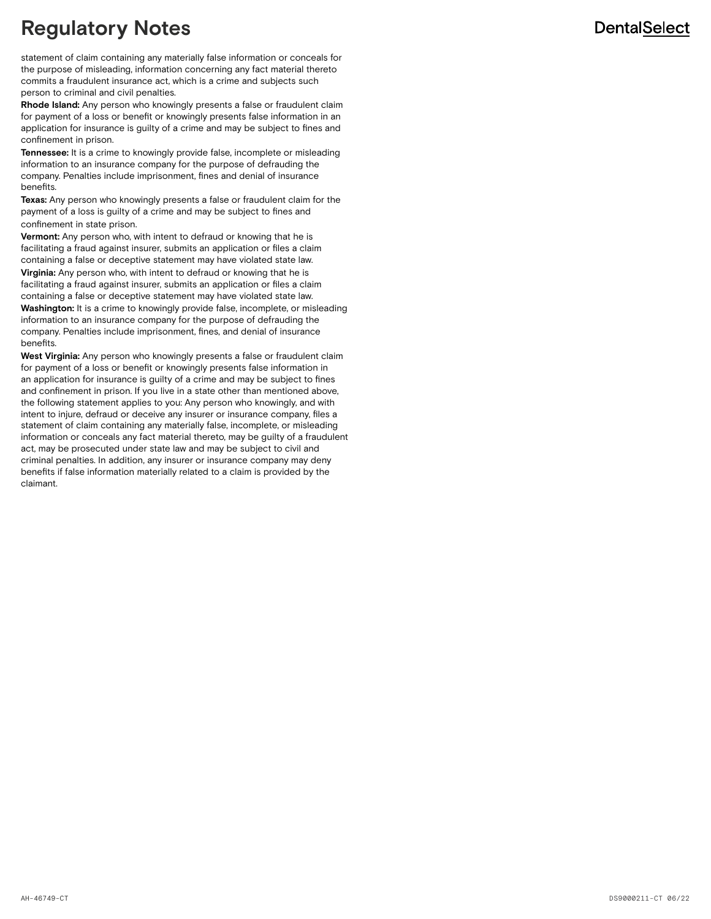# Regulatory Notes

statement of claim containing any materially false information or conceals for the purpose of misleading, information concerning any fact material thereto commits a fraudulent insurance act, which is a crime and subjects such person to criminal and civil penalties.

**Rhode Island:** Any person who knowingly presents a false or fraudulent claim for payment of a loss or benefit or knowingly presents false information in an application for insurance is guilty of a crime and may be subject to fines and confinement in prison.

**Tennessee:** It is a crime to knowingly provide false, incomplete or misleading information to an insurance company for the purpose of defrauding the company. Penalties include imprisonment, fines and denial of insurance benefits.

**Texas:** Any person who knowingly presents a false or fraudulent claim for the payment of a loss is guilty of a crime and may be subject to fines and confinement in state prison.

**Vermont:** Any person who, with intent to defraud or knowing that he is facilitating a fraud against insurer, submits an application or files a claim containing a false or deceptive statement may have violated state law.

**Virginia:** Any person who, with intent to defraud or knowing that he is facilitating a fraud against insurer, submits an application or files a claim containing a false or deceptive statement may have violated state law.

**Washington:** It is a crime to knowingly provide false, incomplete, or misleading information to an insurance company for the purpose of defrauding the company. Penalties include imprisonment, fines, and denial of insurance benefits.

**West Virginia:** Any person who knowingly presents a false or fraudulent claim for payment of a loss or benefit or knowingly presents false information in an application for insurance is guilty of a crime and may be subject to fines and confinement in prison. If you live in a state other than mentioned above, the following statement applies to you: Any person who knowingly, and with intent to injure, defraud or deceive any insurer or insurance company, files a statement of claim containing any materially false, incomplete, or misleading information or conceals any fact material thereto, may be guilty of a fraudulent act, may be prosecuted under state law and may be subject to civil and criminal penalties. In addition, any insurer or insurance company may deny benefits if false information materially related to a claim is provided by the claimant.